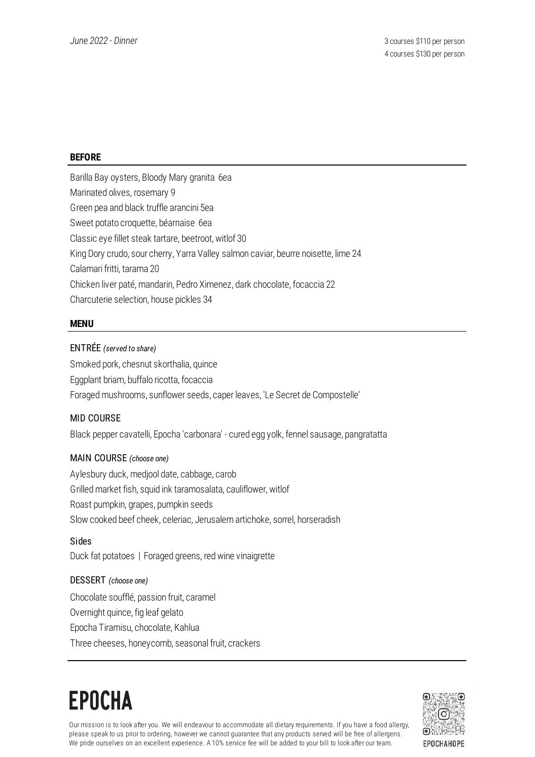*June 2022 - Dinner*

3 courses $110 per person
4 courses $130 per person

## BEFORE

Barilla Bay oysters, Bloody Mary granita 6ea
Marinated olives, rosemary 9
Green pea and black truffle arancini 5ea
Sweet potato croquette, béarnaise 6ea
Classic eye fillet steak tartare, beetroot, witlof 30
King Dory crudo, sour cherry, Yarra Valley salmon caviar, beurre noisette, lime 24
Calamari fritti, tarama 20
Chicken liver paté, mandarin, Pedro Ximenez, dark chocolate, focaccia 22
Charcuterie selection, house pickles 34

## MENU

### ENTRÉE *(served to share)*

Smoked pork, chesnut skorthalia, quince
Eggplant briam, buffalo ricotta, focaccia
Foraged mushrooms, sunflower seeds, caper leaves, 'Le Secret de Compostelle'

### MID COURSE

Black pepper cavatelli, Epocha 'carbonara' - cured egg yolk, fennel sausage, pangratatta

### MAIN COURSE *(choose one)*

Aylesbury duck, medjool date, cabbage, carob
Grilled market fish, squid ink taramosalata, cauliflower, witlof
Roast pumpkin, grapes, pumpkin seeds
Slow cooked beef cheek, celeriac, Jerusalem artichoke, sorrel, horseradish

### Sides

Duck fat potatoes | Foraged greens, red wine vinaigrette

### DESSERT *(choose one)*

Chocolate soufflé, passion fruit, caramel
Overnight quince, fig leaf gelato
Epocha Tiramisu, chocolate, Kahlua
Three cheeses, honeycomb, seasonal fruit, crackers

# EPOCHA

Our mission is to look after you. We will endeavour to accommodate all dietary requirements. If you have a food allergy, please speak to us prior to ordering, however we cannot guarantee that any products served will be free of allergens. We pride ourselves on an excellent experience. A 10% service fee will be added to your bill to look after our team.

EPOCHAHOPE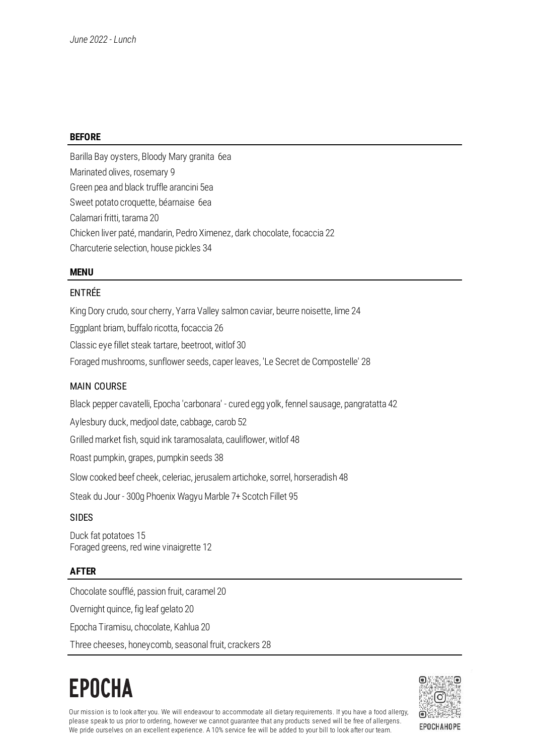*June 2022 - Lunch*

## BEFORE

Barilla Bay oysters, Bloody Mary granita 6ea

Marinated olives, rosemary 9

Green pea and black truffle arancini 5ea

Sweet potato croquette, béarnaise 6ea

Calamari fritti, tarama 20

Chicken liver paté, mandarin, Pedro Ximenez, dark chocolate, focaccia 22

Charcuterie selection, house pickles 34

## MENU

### ENTRÉE

King Dory crudo, sour cherry, Yarra Valley salmon caviar, beurre noisette, lime 24

Eggplant briam, buffalo ricotta, focaccia 26

Classic eye fillet steak tartare, beetroot, witlof 30

Foraged mushrooms, sunflower seeds, caper leaves, 'Le Secret de Compostelle' 28

### MAIN COURSE

Black pepper cavatelli, Epocha 'carbonara' - cured egg yolk, fennel sausage, pangratatta 42

Aylesbury duck, medjool date, cabbage, carob 52

Grilled market fish, squid ink taramosalata, cauliflower, witlof 48

Roast pumpkin, grapes, pumpkin seeds 38

Slow cooked beef cheek, celeriac, jerusalem artichoke, sorrel, horseradish 48

Steak du Jour - 300g Phoenix Wagyu Marble 7+ Scotch Fillet 95

### SIDES

Duck fat potatoes 15
Foraged greens, red wine vinaigrette 12

## AFTER

Chocolate soufflé, passion fruit, caramel 20

Overnight quince, fig leaf gelato 20

Epocha Tiramisu, chocolate, Kahlua 20

Three cheeses, honeycomb, seasonal fruit, crackers 28

# EPOCHA

Our mission is to look after you. We will endeavour to accommodate all dietary requirements. If you have a food allergy, please speak to us prior to ordering, however we cannot guarantee that any products served will be free of allergens. We pride ourselves on an excellent experience. A 10% service fee will be added to your bill to look after our team.

EPOCHAHOPE